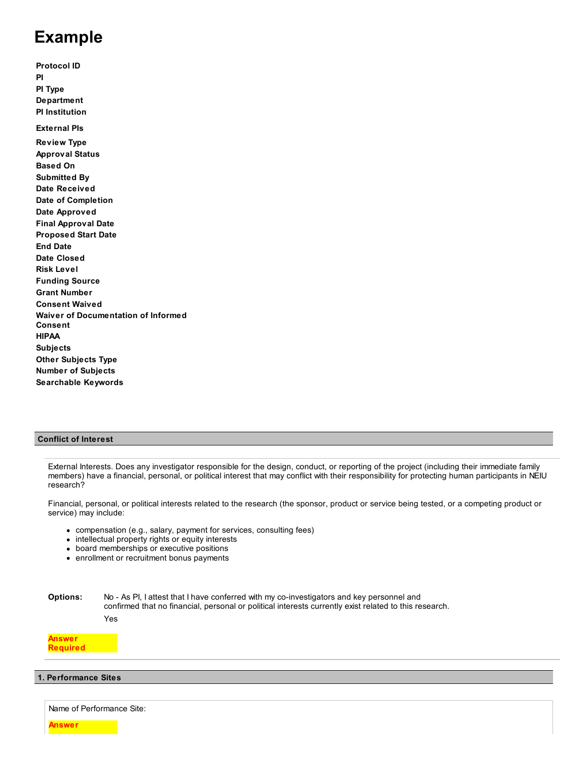# Example

**Protocol ID**
**PI**
**PI Type**
**Department**
**PI Institution**

**External PIs**

**Review Type**
**Approval Status**
**Based On**
**Submitted By**
**Date Received**
**Date of Completion**
**Date Approved**
**Final Approval Date**
**Proposed Start Date**
**End Date**
**Date Closed**
**Risk Level**
**Funding Source**
**Grant Number**
**Consent Waived**
**Waiver of Documentation of Informed Consent**
**HIPAA**
**Subjects**
**Other Subjects Type**
**Number of Subjects**
**Searchable Keywords**

## Conflict of Interest

External Interests. Does any investigator responsible for the design, conduct, or reporting of the project (including their immediate family members) have a financial, personal, or political interest that may conflict with their responsibility for protecting human participants in NEIU research?

Financial, personal, or political interests related to the research (the sponsor, product or service being tested, or a competing product or service) may include:

- compensation (e.g., salary, payment for services, consulting fees)
- intellectual property rights or equity interests
- board memberships or executive positions
- enrollment or recruitment bonus payments

**Options:** No - As PI, I attest that I have conferred with my co-investigators and key personnel and confirmed that no financial, personal or political interests currently exist related to this research.

Yes

**Answer Required**

## 1. Performance Sites

Name of Performance Site:

**Answer**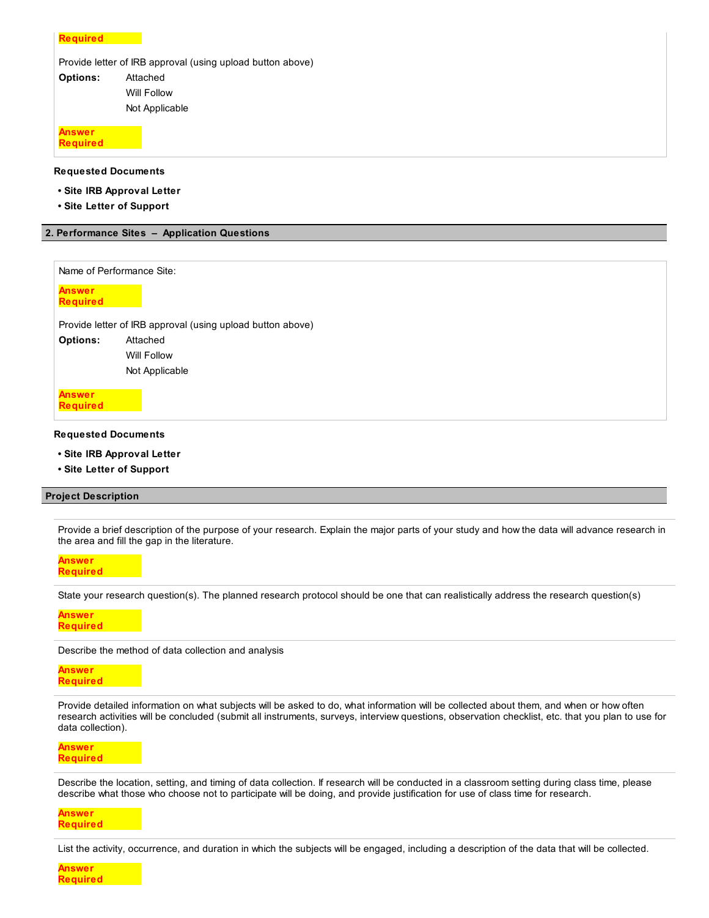**Required**

Provide letter of IRB approval (using upload button above)

**Options:** Attached
Will Follow
Not Applicable

**Answer Required**

**Requested Documents**

- **Site IRB Approval Letter**
- **Site Letter of Support**

## 2. Performance Sites – Application Questions

Name of Performance Site:

**Answer Required**

Provide letter of IRB approval (using upload button above)

**Options:** Attached
Will Follow
Not Applicable

**Answer Required**

**Requested Documents**

- **Site IRB Approval Letter**
- **Site Letter of Support**

## Project Description

Provide a brief description of the purpose of your research. Explain the major parts of your study and how the data will advance research in the area and fill the gap in the literature.

**Answer Required**

State your research question(s). The planned research protocol should be one that can realistically address the research question(s)

**Answer Required**

Describe the method of data collection and analysis

**Answer Required**

Provide detailed information on what subjects will be asked to do, what information will be collected about them, and when or how often research activities will be concluded (submit all instruments, surveys, interview questions, observation checklist, etc. that you plan to use for data collection).

**Answer Required**

Describe the location, setting, and timing of data collection. If research will be conducted in a classroom setting during class time, please describe what those who choose not to participate will be doing, and provide justification for use of class time for research.

**Answer Required**

List the activity, occurrence, and duration in which the subjects will be engaged, including a description of the data that will be collected.

**Answer Required**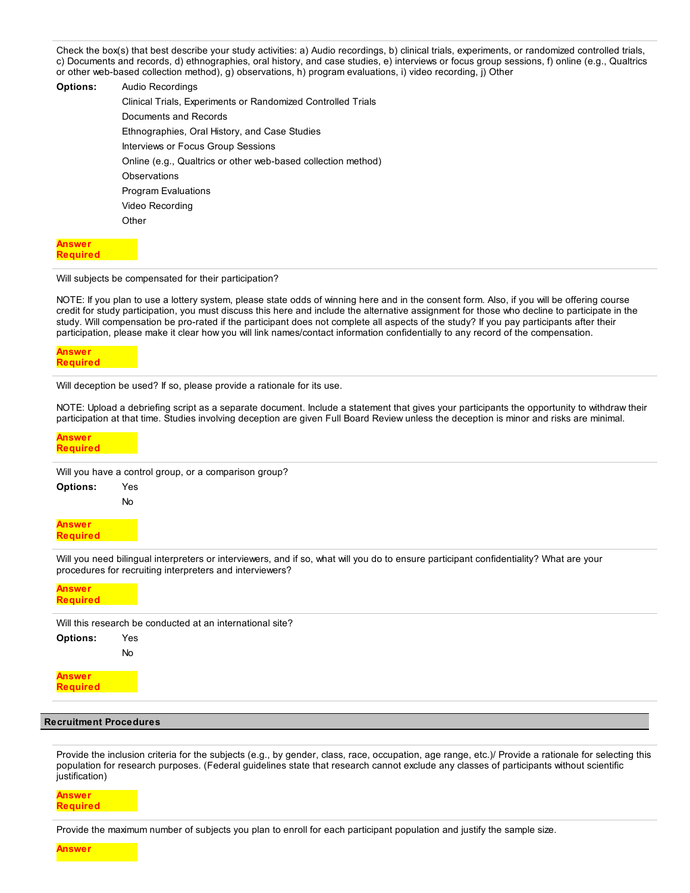Check the box(s) that best describe your study activities: a) Audio recordings, b) clinical trials, experiments, or randomized controlled trials, c) Documents and records, d) ethnographies, oral history, and case studies, e) interviews or focus group sessions, f) online (e.g., Qualtrics or other web-based collection method), g) observations, h) program evaluations, i) video recording, j) Other

**Options:**
- Audio Recordings
- Clinical Trials, Experiments or Randomized Controlled Trials
- Documents and Records
- Ethnographies, Oral History, and Case Studies
- Interviews or Focus Group Sessions
- Online (e.g., Qualtrics or other web-based collection method)
- Observations
- Program Evaluations
- Video Recording
- Other

**Answer Required**

---

Will subjects be compensated for their participation?

NOTE: If you plan to use a lottery system, please state odds of winning here and in the consent form. Also, if you will be offering course credit for study participation, you must discuss this here and include the alternative assignment for those who decline to participate in the study. Will compensation be pro-rated if the participant does not complete all aspects of the study? If you pay participants after their participation, please make it clear how you will link names/contact information confidentially to any record of the compensation.

**Answer Required**

---

Will deception be used? If so, please provide a rationale for its use.

NOTE: Upload a debriefing script as a separate document. Include a statement that gives your participants the opportunity to withdraw their participation at that time. Studies involving deception are given Full Board Review unless the deception is minor and risks are minimal.

**Answer Required**

---

Will you have a control group, or a comparison group?

**Options:**
- Yes
- No

**Answer Required**

---

Will you need bilingual interpreters or interviewers, and if so, what will you do to ensure participant confidentiality? What are your procedures for recruiting interpreters and interviewers?

**Answer Required**

---

Will this research be conducted at an international site?

**Options:**
- Yes
- No

**Answer Required**

## Recruitment Procedures

Provide the inclusion criteria for the subjects (e.g., by gender, class, race, occupation, age range, etc.)/ Provide a rationale for selecting this population for research purposes. (Federal guidelines state that research cannot exclude any classes of participants without scientific justification)

**Answer Required**

---

Provide the maximum number of subjects you plan to enroll for each participant population and justify the sample size.

**Answer**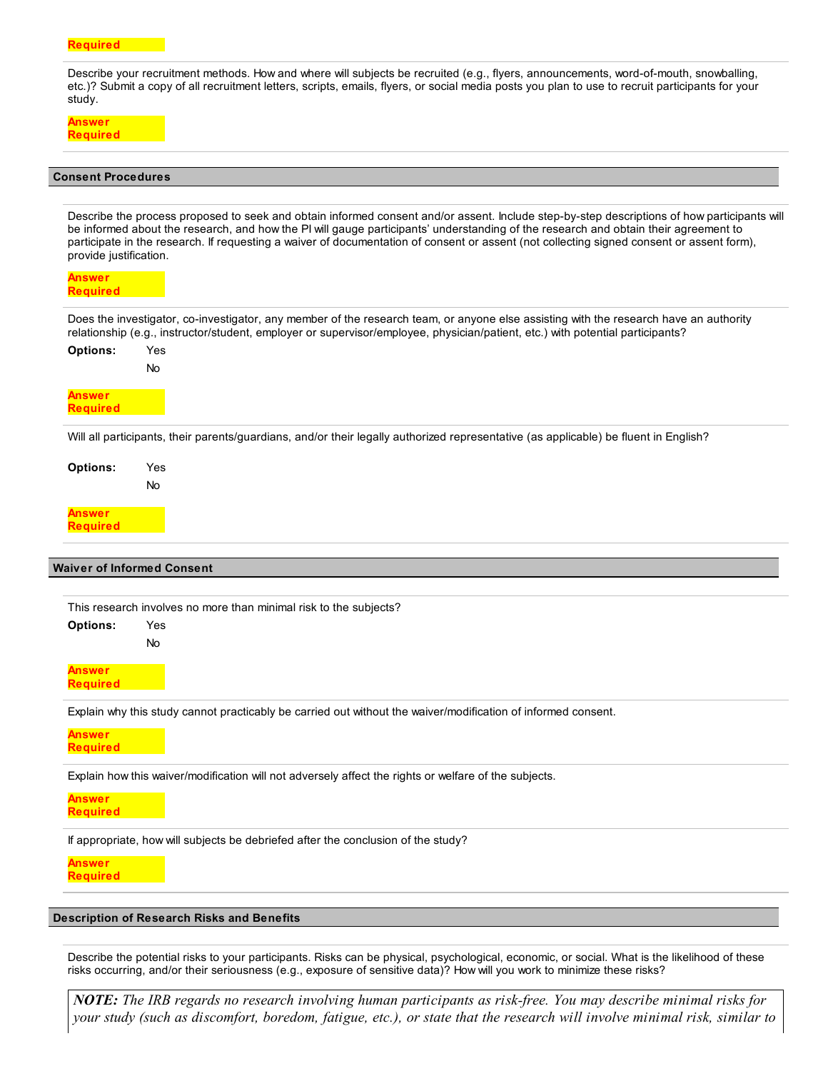**Required**

Describe your recruitment methods. How and where will subjects be recruited (e.g., flyers, announcements, word-of-mouth, snowballing, etc.)? Submit a copy of all recruitment letters, scripts, emails, flyers, or social media posts you plan to use to recruit participants for your study.

**Answer Required**

## Consent Procedures

Describe the process proposed to seek and obtain informed consent and/or assent. Include step-by-step descriptions of how participants will be informed about the research, and how the PI will gauge participants' understanding of the research and obtain their agreement to participate in the research. If requesting a waiver of documentation of consent or assent (not collecting signed consent or assent form), provide justification.

**Answer Required**

Does the investigator, co-investigator, any member of the research team, or anyone else assisting with the research have an authority relationship (e.g., instructor/student, employer or supervisor/employee, physician/patient, etc.) with potential participants?

**Options:** Yes
No

**Answer Required**

Will all participants, their parents/guardians, and/or their legally authorized representative (as applicable) be fluent in English?

**Options:** Yes
No

**Answer Required**

## Waiver of Informed Consent

This research involves no more than minimal risk to the subjects?

**Options:** Yes
No

**Answer Required**

Explain why this study cannot practicably be carried out without the waiver/modification of informed consent.

**Answer Required**

Explain how this waiver/modification will not adversely affect the rights or welfare of the subjects.

**Answer Required**

If appropriate, how will subjects be debriefed after the conclusion of the study?

**Answer Required**

## Description of Research Risks and Benefits

Describe the potential risks to your participants. Risks can be physical, psychological, economic, or social. What is the likelihood of these risks occurring, and/or their seriousness (e.g., exposure of sensitive data)? How will you work to minimize these risks?

***NOTE:*** *The IRB regards no research involving human participants as risk-free. You may describe minimal risks for your study (such as discomfort, boredom, fatigue, etc.), or state that the research will involve minimal risk, similar to*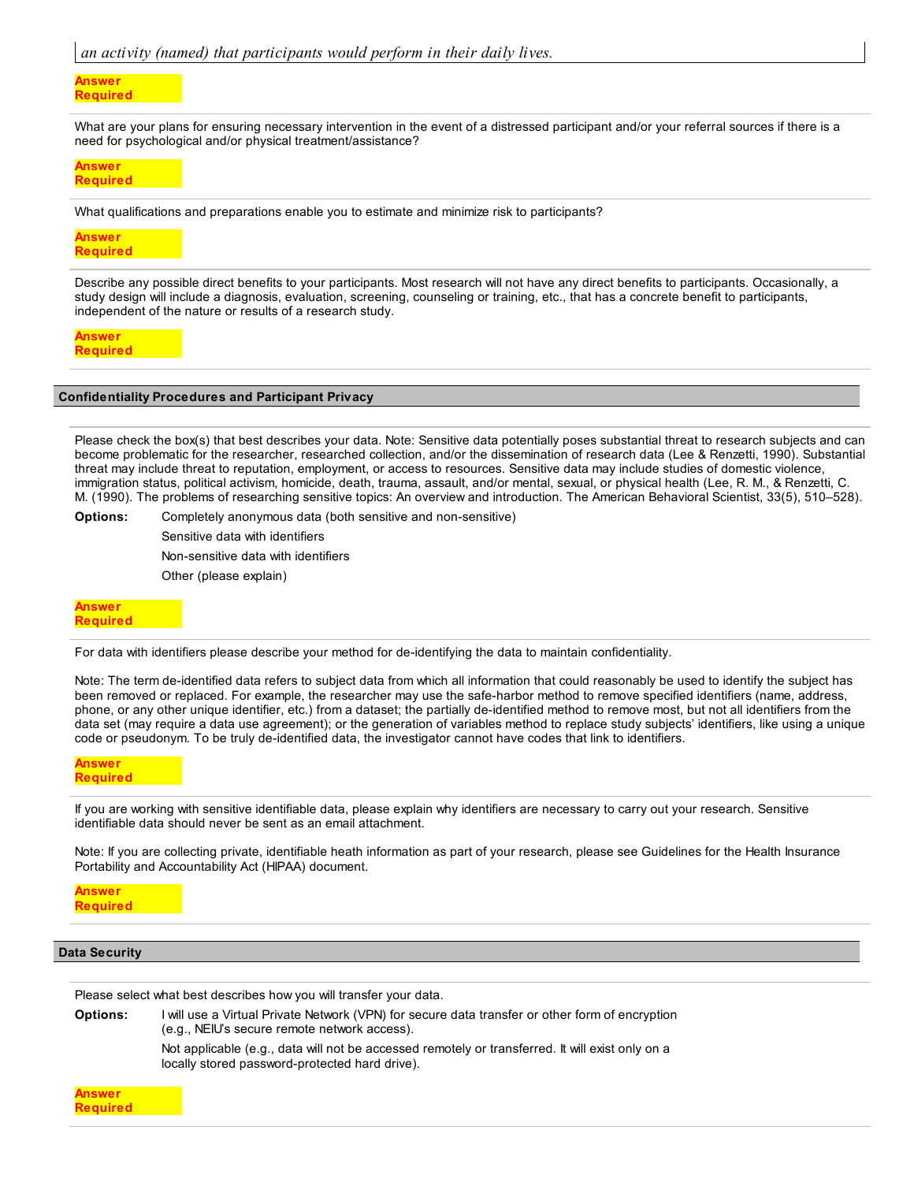*an activity (named) that participants would perform in their daily lives.*

**Answer Required**

What are your plans for ensuring necessary intervention in the event of a distressed participant and/or your referral sources if there is a need for psychological and/or physical treatment/assistance?

**Answer Required**

What qualifications and preparations enable you to estimate and minimize risk to participants?

**Answer Required**

Describe any possible direct benefits to your participants. Most research will not have any direct benefits to participants. Occasionally, a study design will include a diagnosis, evaluation, screening, counseling or training, etc., that has a concrete benefit to participants, independent of the nature or results of a research study.

**Answer Required**

## Confidentiality Procedures and Participant Privacy

Please check the box(s) that best describes your data. Note: Sensitive data potentially poses substantial threat to research subjects and can become problematic for the researcher, researched collection, and/or the dissemination of research data (Lee & Renzetti, 1990). Substantial threat may include threat to reputation, employment, or access to resources. Sensitive data may include studies of domestic violence, immigration status, political activism, homicide, death, trauma, assault, and/or mental, sexual, or physical health (Lee, R. M., & Renzetti, C. M. (1990). The problems of researching sensitive topics: An overview and introduction. The American Behavioral Scientist, 33(5), 510–528).

**Options:**
- Completely anonymous data (both sensitive and non-sensitive)
- Sensitive data with identifiers
- Non-sensitive data with identifiers
- Other (please explain)

**Answer Required**

For data with identifiers please describe your method for de-identifying the data to maintain confidentiality.

Note: The term de-identified data refers to subject data from which all information that could reasonably be used to identify the subject has been removed or replaced. For example, the researcher may use the safe-harbor method to remove specified identifiers (name, address, phone, or any other unique identifier, etc.) from a dataset; the partially de-identified method to remove most, but not all identifiers from the data set (may require a data use agreement); or the generation of variables method to replace study subjects' identifiers, like using a unique code or pseudonym. To be truly de-identified data, the investigator cannot have codes that link to identifiers.

**Answer Required**

If you are working with sensitive identifiable data, please explain why identifiers are necessary to carry out your research. Sensitive identifiable data should never be sent as an email attachment.

Note: If you are collecting private, identifiable heath information as part of your research, please see Guidelines for the Health Insurance Portability and Accountability Act (HIPAA) document.

**Answer Required**

## Data Security

Please select what best describes how you will transfer your data.

**Options:**
- I will use a Virtual Private Network (VPN) for secure data transfer or other form of encryption (e.g., NEIU's secure remote network access).
- Not applicable (e.g., data will not be accessed remotely or transferred. It will exist only on a locally stored password-protected hard drive).

**Answer Required**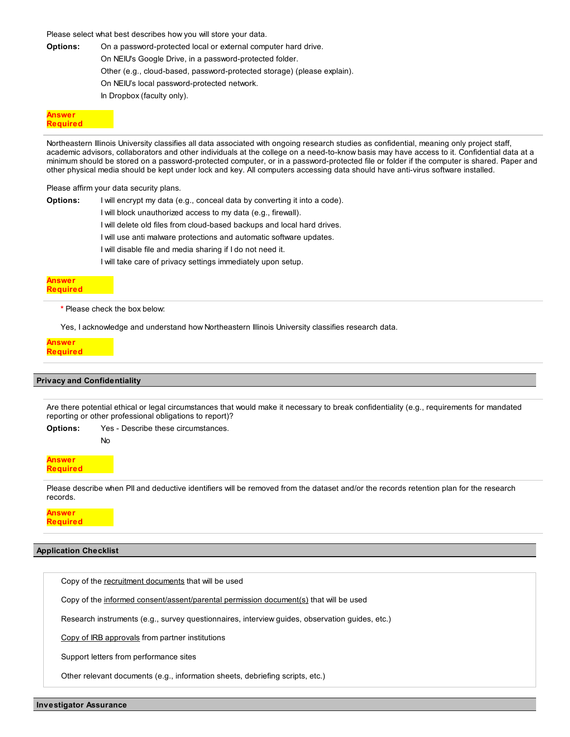Please select what best describes how you will store your data.

**Options:**
- On a password-protected local or external computer hard drive.
- On NEIU's Google Drive, in a password-protected folder.
- Other (e.g., cloud-based, password-protected storage) (please explain).
- On NEIU's local password-protected network.
- In Dropbox (faculty only).

**Answer Required**

Northeastern Illinois University classifies all data associated with ongoing research studies as confidential, meaning only project staff, academic advisors, collaborators and other individuals at the college on a need-to-know basis may have access to it. Confidential data at a minimum should be stored on a password-protected computer, or in a password-protected file or folder if the computer is shared. Paper and other physical media should be kept under lock and key. All computers accessing data should have anti-virus software installed.

Please affirm your data security plans.

**Options:**
- I will encrypt my data (e.g., conceal data by converting it into a code).
- I will block unauthorized access to my data (e.g., firewall).
- I will delete old files from cloud-based backups and local hard drives.
- I will use anti malware protections and automatic software updates.
- I will disable file and media sharing if I do not need it.
- I will take care of privacy settings immediately upon setup.

**Answer Required**

\* Please check the box below:

Yes, I acknowledge and understand how Northeastern Illinois University classifies research data.

**Answer Required**

## Privacy and Confidentiality

Are there potential ethical or legal circumstances that would make it necessary to break confidentiality (e.g., requirements for mandated reporting or other professional obligations to report)?

**Options:**
- Yes - Describe these circumstances.
- No

**Answer Required**

Please describe when PII and deductive identifiers will be removed from the dataset and/or the records retention plan for the research records.

**Answer Required**

## Application Checklist

- Copy of the recruitment documents that will be used
- Copy of the informed consent/assent/parental permission document(s) that will be used
- Research instruments (e.g., survey questionnaires, interview guides, observation guides, etc.)
- Copy of IRB approvals from partner institutions
- Support letters from performance sites
- Other relevant documents (e.g., information sheets, debriefing scripts, etc.)

## Investigator Assurance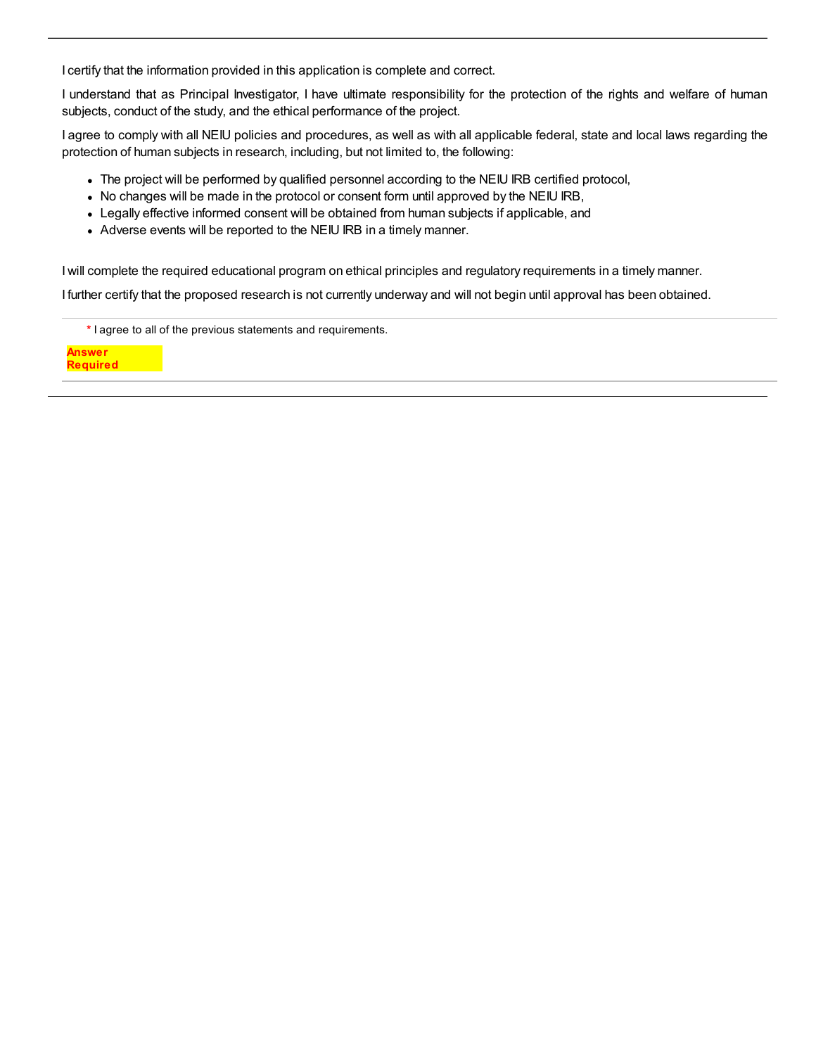I certify that the information provided in this application is complete and correct.

I understand that as Principal Investigator, I have ultimate responsibility for the protection of the rights and welfare of human subjects, conduct of the study, and the ethical performance of the project.

I agree to comply with all NEIU policies and procedures, as well as with all applicable federal, state and local laws regarding the protection of human subjects in research, including, but not limited to, the following:

- The project will be performed by qualified personnel according to the NEIU IRB certified protocol,
- No changes will be made in the protocol or consent form until approved by the NEIU IRB,
- Legally effective informed consent will be obtained from human subjects if applicable, and
- Adverse events will be reported to the NEIU IRB in a timely manner.

I will complete the required educational program on ethical principles and regulatory requirements in a timely manner.

I further certify that the proposed research is not currently underway and will not begin until approval has been obtained.

* I agree to all of the previous statements and requirements.

**Answer Required**